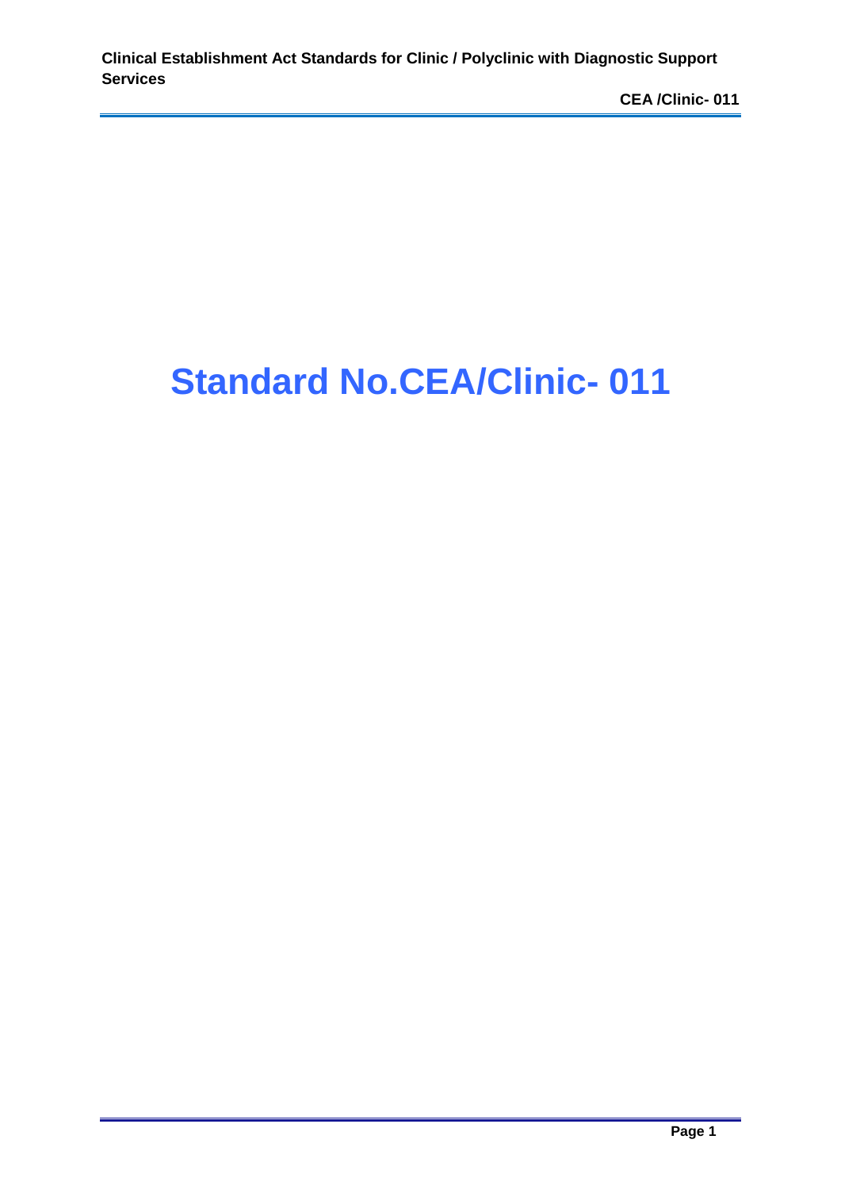# Standard No.CEA/Clinic- 011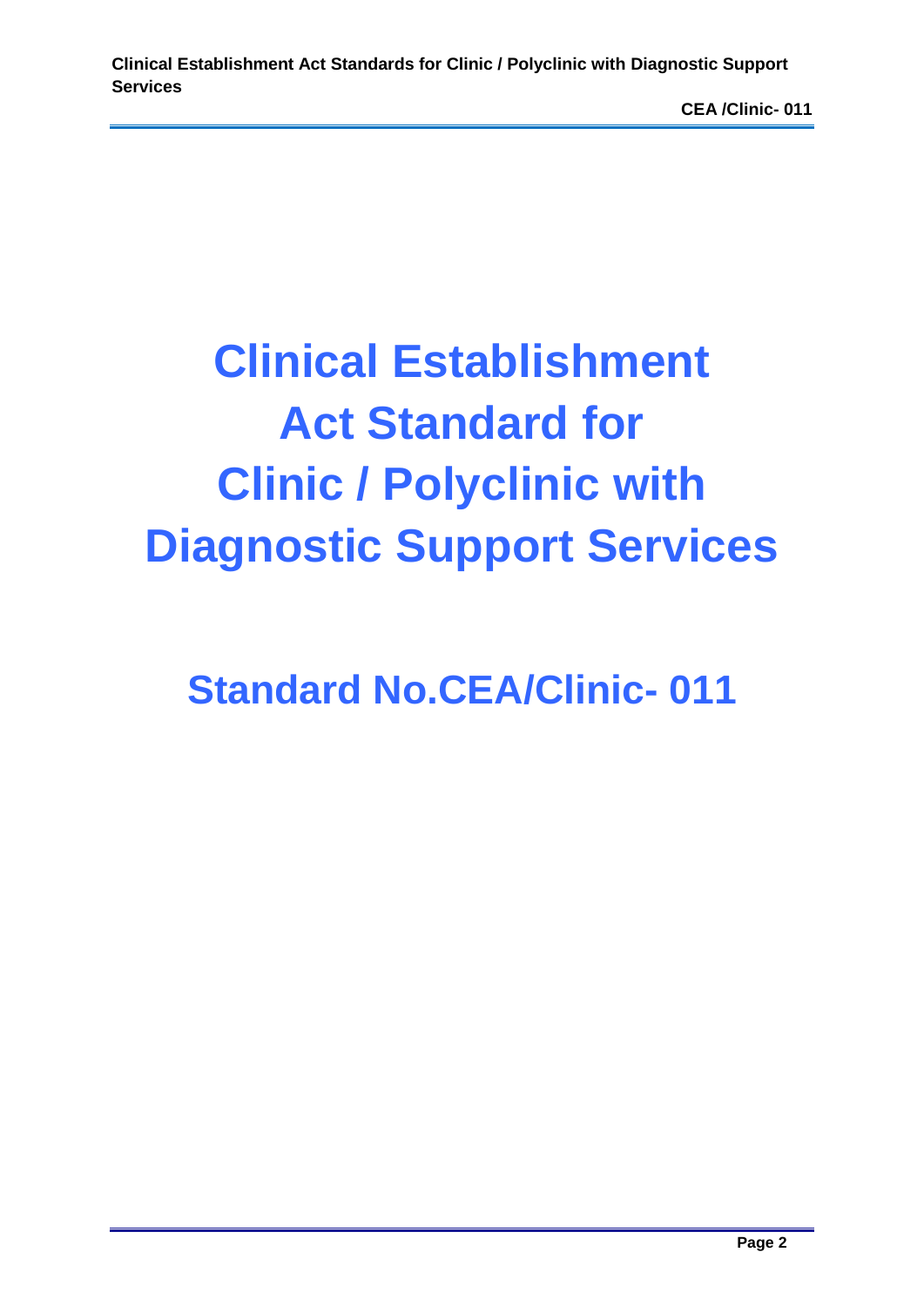# Clinical Establishment Act Standard for Clinic / Polyclinic with Diagnostic Support Services

## Standard No.CEA/Clinic- 011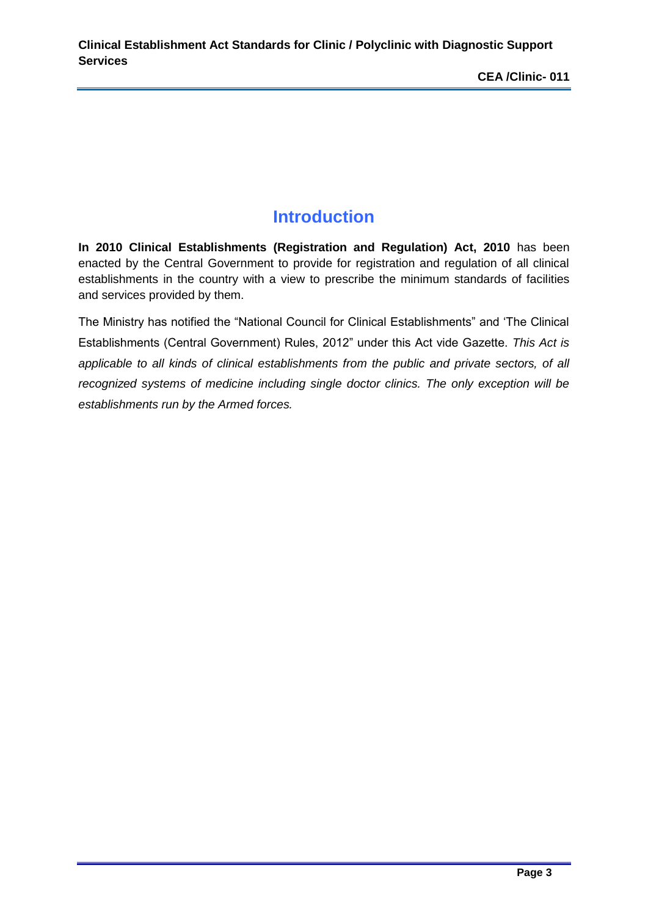# Introduction

**In 2010 Clinical Establishments (Registration and Regulation) Act, 2010** has been enacted by the Central Government to provide for registration and regulation of all clinical establishments in the country with a view to prescribe the minimum standards of facilities and services provided by them.

The Ministry has notified the "National Council for Clinical Establishments" and 'The Clinical Establishments (Central Government) Rules, 2012" under this Act vide Gazette. *This Act is applicable to all kinds of clinical establishments from the public and private sectors, of all recognized systems of medicine including single doctor clinics. The only exception will be establishments run by the Armed forces.*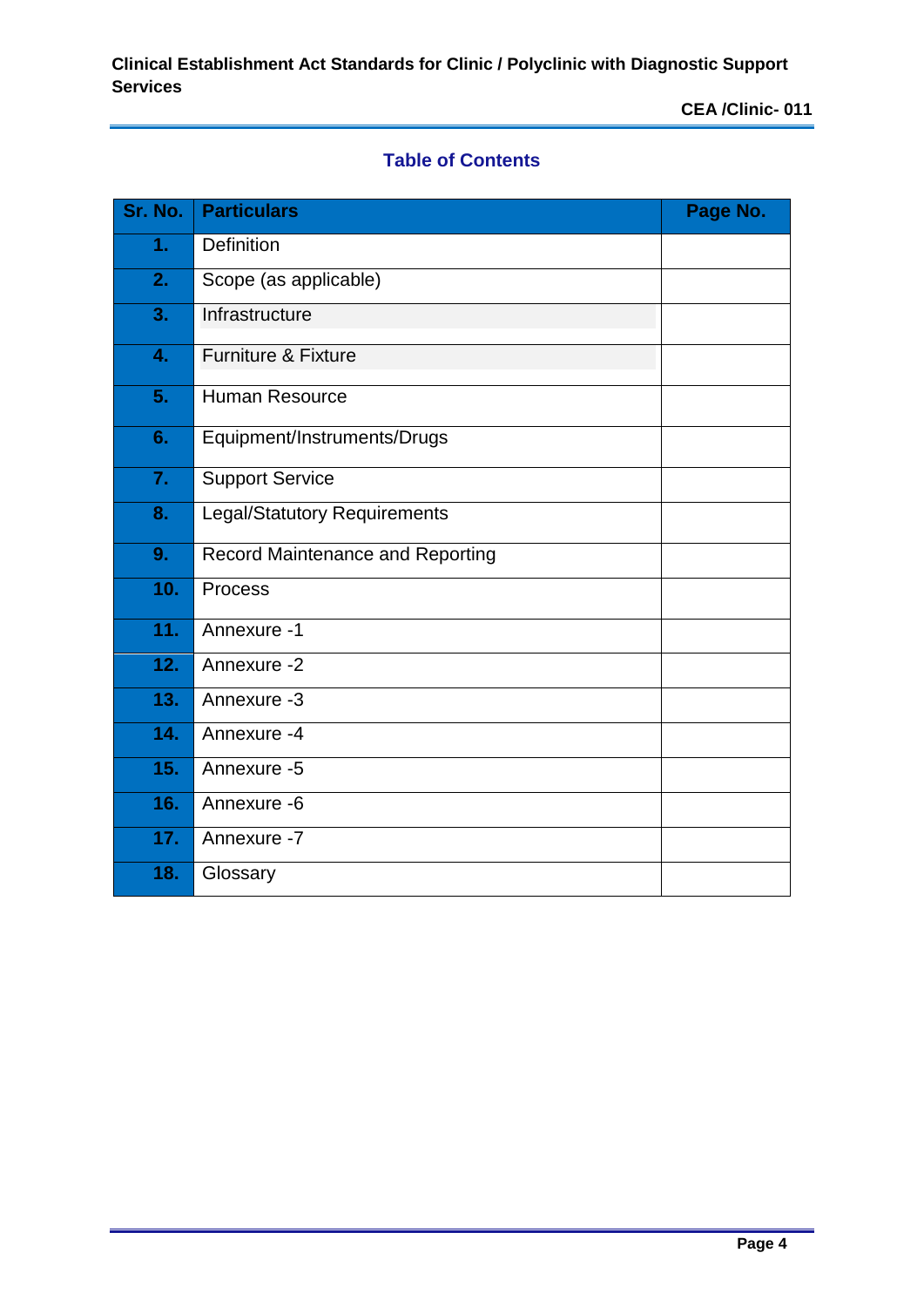## Table of Contents

| Sr. No. | Particulars | Page No. |
|---|---|---|
| 1. | Definition | |
| 2. | Scope (as applicable) | |
| 3. | Infrastructure | |
| 4. | Furniture & Fixture | |
| 5. | Human Resource | |
| 6. | Equipment/Instruments/Drugs | |
| 7. | Support Service | |
| 8. | Legal/Statutory Requirements | |
| 9. | Record Maintenance and Reporting | |
| 10. | Process | |
| 11. | Annexure -1 | |
| 12. | Annexure -2 | |
| 13. | Annexure -3 | |
| 14. | Annexure -4 | |
| 15. | Annexure -5 | |
| 16. | Annexure -6 | |
| 17. | Annexure -7 | |
| 18. | Glossary | |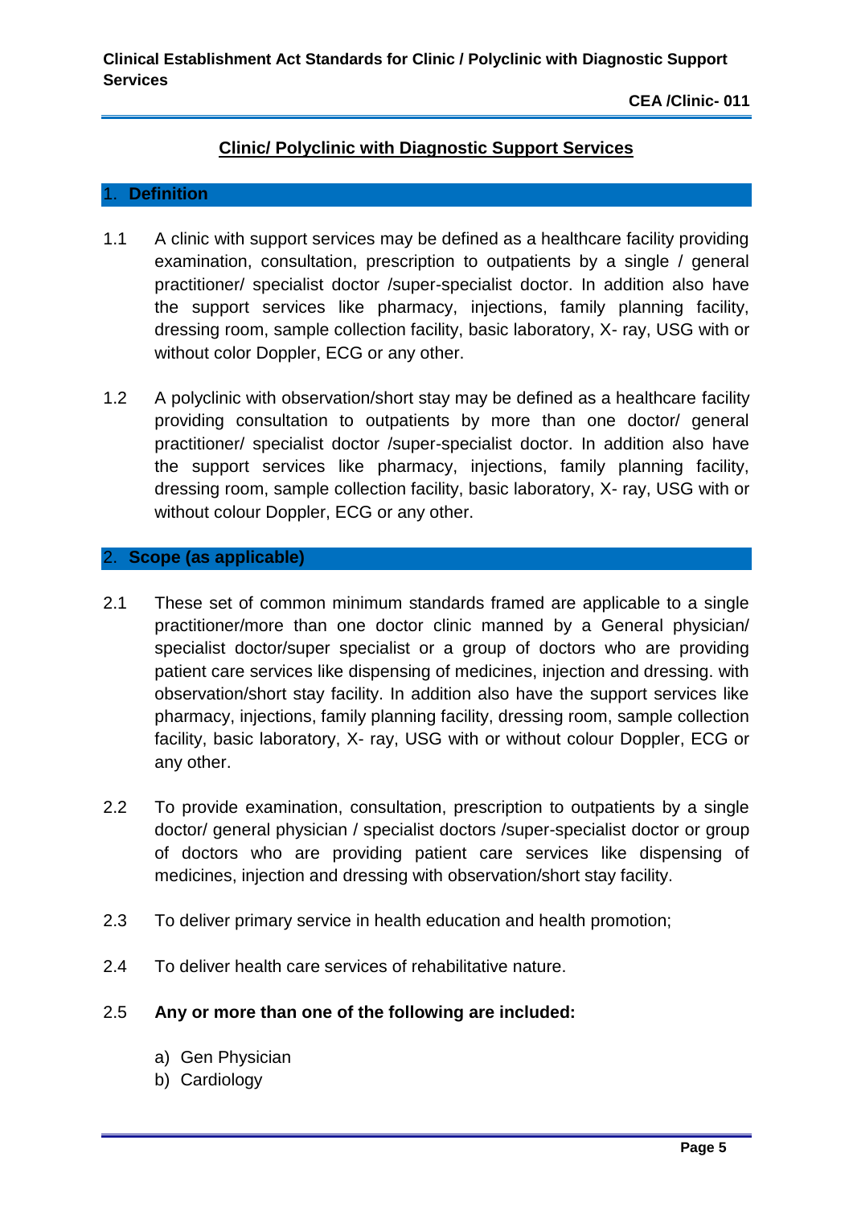## Clinic/ Polyclinic with Diagnostic Support Services

### 1. Definition

1.1 A clinic with support services may be defined as a healthcare facility providing examination, consultation, prescription to outpatients by a single / general practitioner/ specialist doctor /super-specialist doctor. In addition also have the support services like pharmacy, injections, family planning facility, dressing room, sample collection facility, basic laboratory, X- ray, USG with or without color Doppler, ECG or any other.

1.2 A polyclinic with observation/short stay may be defined as a healthcare facility providing consultation to outpatients by more than one doctor/ general practitioner/ specialist doctor /super-specialist doctor. In addition also have the support services like pharmacy, injections, family planning facility, dressing room, sample collection facility, basic laboratory, X- ray, USG with or without colour Doppler, ECG or any other.

### 2. Scope (as applicable)

2.1 These set of common minimum standards framed are applicable to a single practitioner/more than one doctor clinic manned by a General physician/ specialist doctor/super specialist or a group of doctors who are providing patient care services like dispensing of medicines, injection and dressing. with observation/short stay facility. In addition also have the support services like pharmacy, injections, family planning facility, dressing room, sample collection facility, basic laboratory, X- ray, USG with or without colour Doppler, ECG or any other.

2.2 To provide examination, consultation, prescription to outpatients by a single doctor/ general physician / specialist doctors /super-specialist doctor or group of doctors who are providing patient care services like dispensing of medicines, injection and dressing with observation/short stay facility.

2.3 To deliver primary service in health education and health promotion;

2.4 To deliver health care services of rehabilitative nature.

2.5 **Any or more than one of the following are included:**

a) Gen Physician
b) Cardiology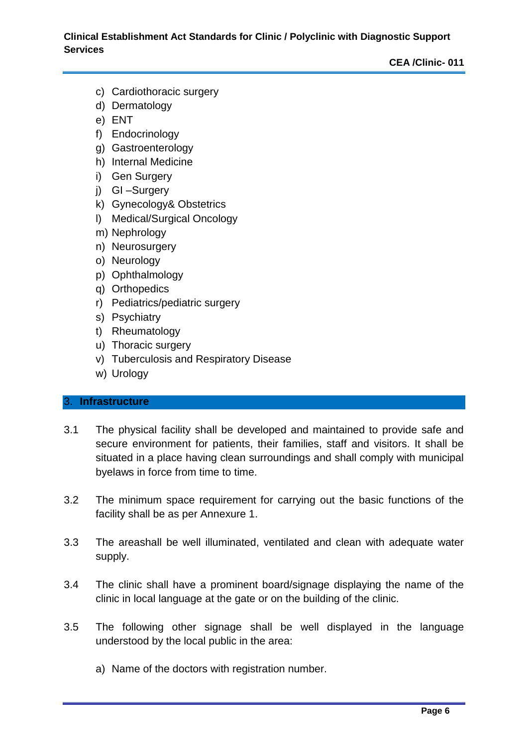c) Cardiothoracic surgery
d) Dermatology
e) ENT
f) Endocrinology
g) Gastroenterology
h) Internal Medicine
i) Gen Surgery
j) GI –Surgery
k) Gynecology& Obstetrics
l) Medical/Surgical Oncology
m) Nephrology
n) Neurosurgery
o) Neurology
p) Ophthalmology
q) Orthopedics
r) Pediatrics/pediatric surgery
s) Psychiatry
t) Rheumatology
u) Thoracic surgery
v) Tuberculosis and Respiratory Disease
w) Urology

## 3. Infrastructure

3.1 The physical facility shall be developed and maintained to provide safe and secure environment for patients, their families, staff and visitors. It shall be situated in a place having clean surroundings and shall comply with municipal byelaws in force from time to time.

3.2 The minimum space requirement for carrying out the basic functions of the facility shall be as per Annexure 1.

3.3 The areashall be well illuminated, ventilated and clean with adequate water supply.

3.4 The clinic shall have a prominent board/signage displaying the name of the clinic in local language at the gate or on the building of the clinic.

3.5 The following other signage shall be well displayed in the language understood by the local public in the area:

a) Name of the doctors with registration number.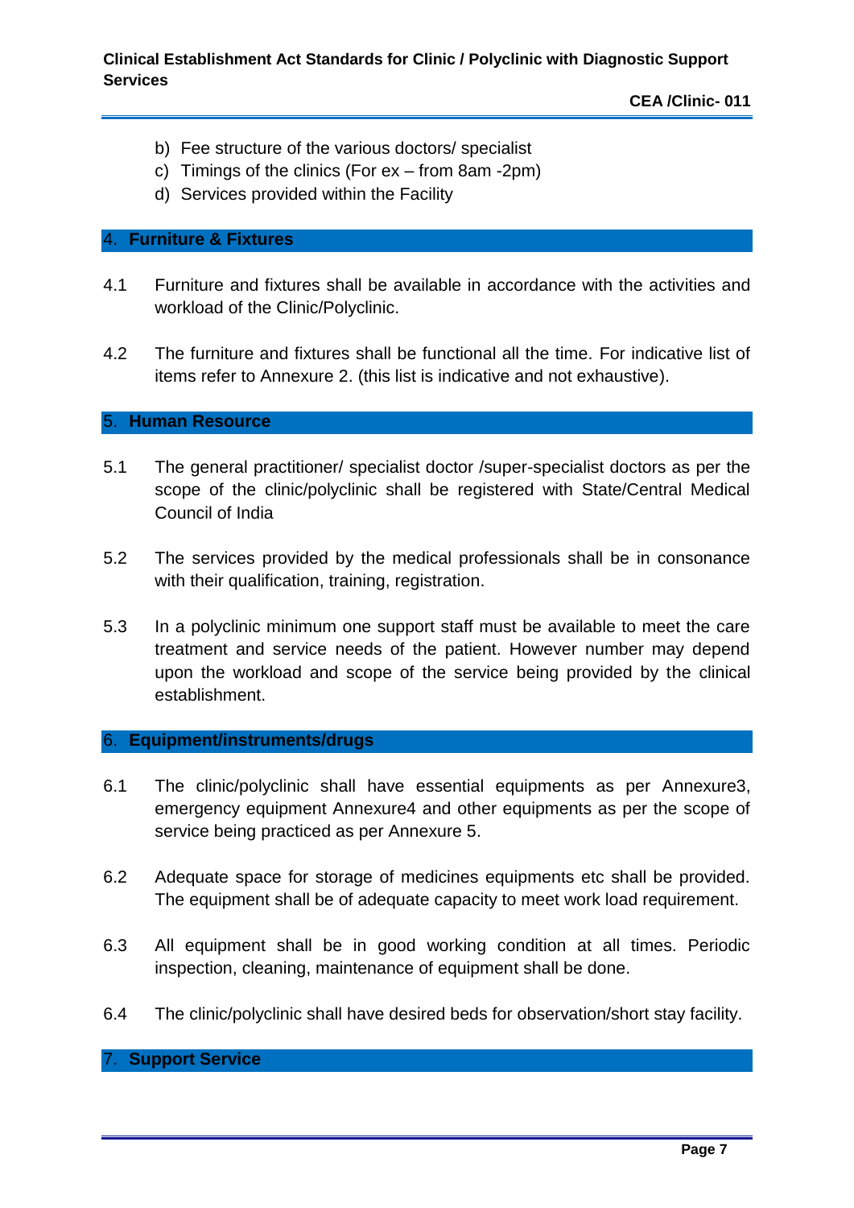b) Fee structure of the various doctors/ specialist
c) Timings of the clinics (For ex – from 8am -2pm)
d) Services provided within the Facility

## 4. Furniture & Fixtures

4.1 Furniture and fixtures shall be available in accordance with the activities and workload of the Clinic/Polyclinic.

4.2 The furniture and fixtures shall be functional all the time. For indicative list of items refer to Annexure 2. (this list is indicative and not exhaustive).

## 5. Human Resource

5.1 The general practitioner/ specialist doctor /super-specialist doctors as per the scope of the clinic/polyclinic shall be registered with State/Central Medical Council of India

5.2 The services provided by the medical professionals shall be in consonance with their qualification, training, registration.

5.3 In a polyclinic minimum one support staff must be available to meet the care treatment and service needs of the patient. However number may depend upon the workload and scope of the service being provided by the clinical establishment.

## 6. Equipment/instruments/drugs

6.1 The clinic/polyclinic shall have essential equipments as per Annexure3, emergency equipment Annexure4 and other equipments as per the scope of service being practiced as per Annexure 5.

6.2 Adequate space for storage of medicines equipments etc shall be provided. The equipment shall be of adequate capacity to meet work load requirement.

6.3 All equipment shall be in good working condition at all times. Periodic inspection, cleaning, maintenance of equipment shall be done.

6.4 The clinic/polyclinic shall have desired beds for observation/short stay facility.

## 7. Support Service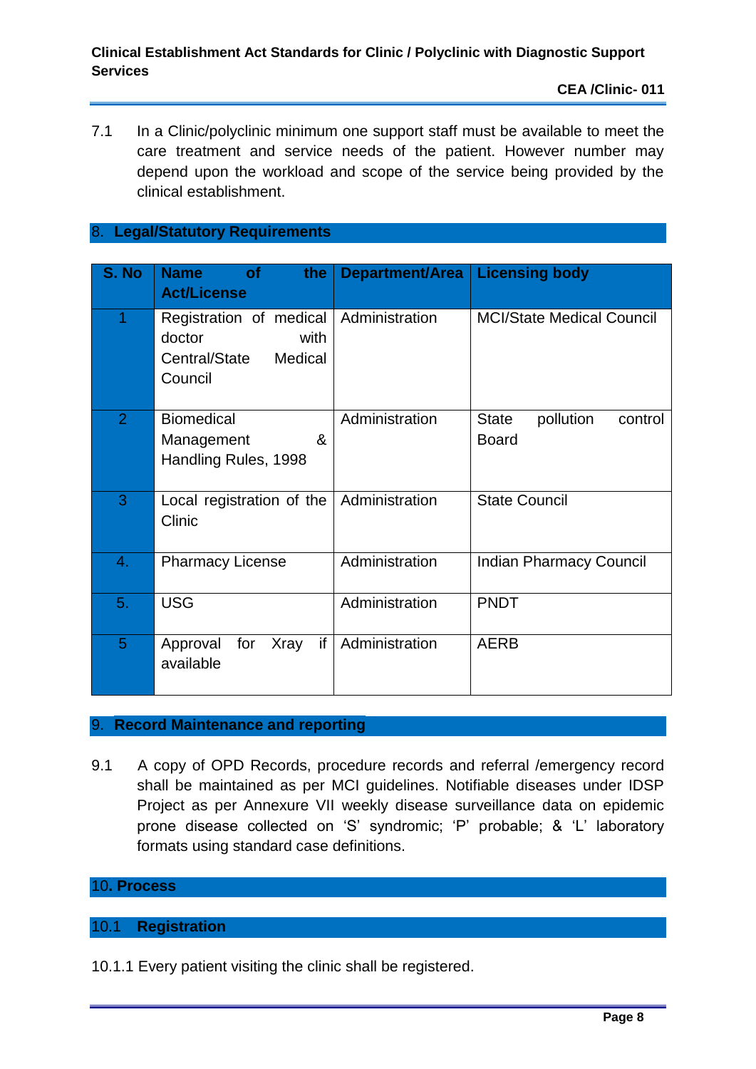7.1 In a Clinic/polyclinic minimum one support staff must be available to meet the care treatment and service needs of the patient. However number may depend upon the workload and scope of the service being provided by the clinical establishment.

## 8. Legal/Statutory Requirements

| S. No | Name of the Act/License | Department/Area | Licensing body |
|---|---|---|---|
| 1 | Registration of medical doctor with Central/State Medical Council | Administration | MCI/State Medical Council |
| 2 | Biomedical Management & Handling Rules, 1998 | Administration | State pollution control Board |
| 3 | Local registration of the Clinic | Administration | State Council |
| 4. | Pharmacy License | Administration | Indian Pharmacy Council |
| 5. | USG | Administration | PNDT |
| 5 | Approval for Xray if available | Administration | AERB |

## 9. Record Maintenance and reporting

9.1 A copy of OPD Records, procedure records and referral /emergency record shall be maintained as per MCI guidelines. Notifiable diseases under IDSP Project as per Annexure VII weekly disease surveillance data on epidemic prone disease collected on 'S' syndromic; 'P' probable; & 'L' laboratory formats using standard case definitions.

## 10. Process

### 10.1 Registration

10.1.1 Every patient visiting the clinic shall be registered.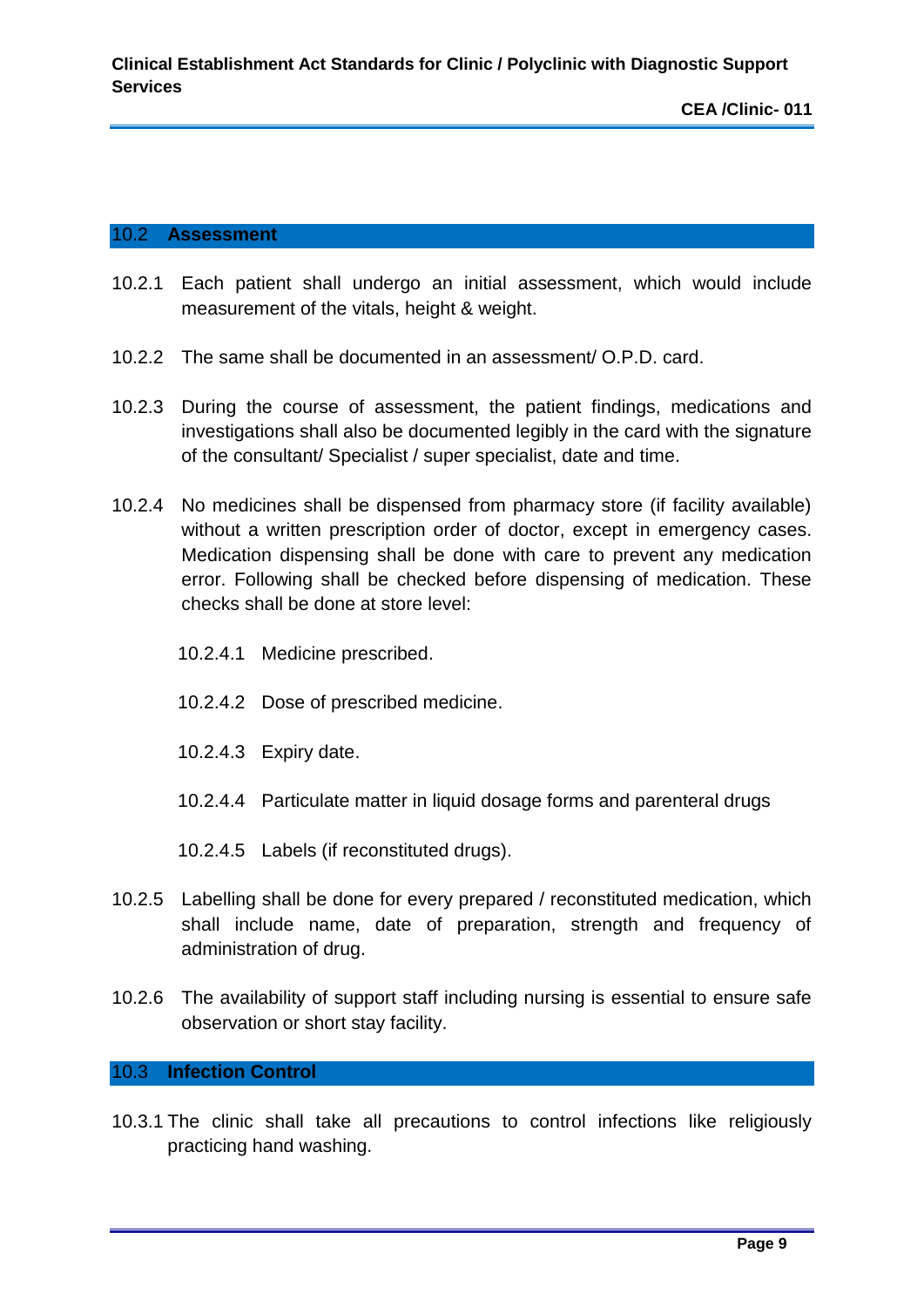## 10.2 Assessment

10.2.1 Each patient shall undergo an initial assessment, which would include measurement of the vitals, height & weight.

10.2.2 The same shall be documented in an assessment/ O.P.D. card.

10.2.3 During the course of assessment, the patient findings, medications and investigations shall also be documented legibly in the card with the signature of the consultant/ Specialist / super specialist, date and time.

10.2.4 No medicines shall be dispensed from pharmacy store (if facility available) without a written prescription order of doctor, except in emergency cases. Medication dispensing shall be done with care to prevent any medication error. Following shall be checked before dispensing of medication. These checks shall be done at store level:

- 10.2.4.1 Medicine prescribed.
- 10.2.4.2 Dose of prescribed medicine.
- 10.2.4.3 Expiry date.
- 10.2.4.4 Particulate matter in liquid dosage forms and parenteral drugs
- 10.2.4.5 Labels (if reconstituted drugs).

10.2.5 Labelling shall be done for every prepared / reconstituted medication, which shall include name, date of preparation, strength and frequency of administration of drug.

10.2.6 The availability of support staff including nursing is essential to ensure safe observation or short stay facility.

## 10.3 Infection Control

10.3.1 The clinic shall take all precautions to control infections like religiously practicing hand washing.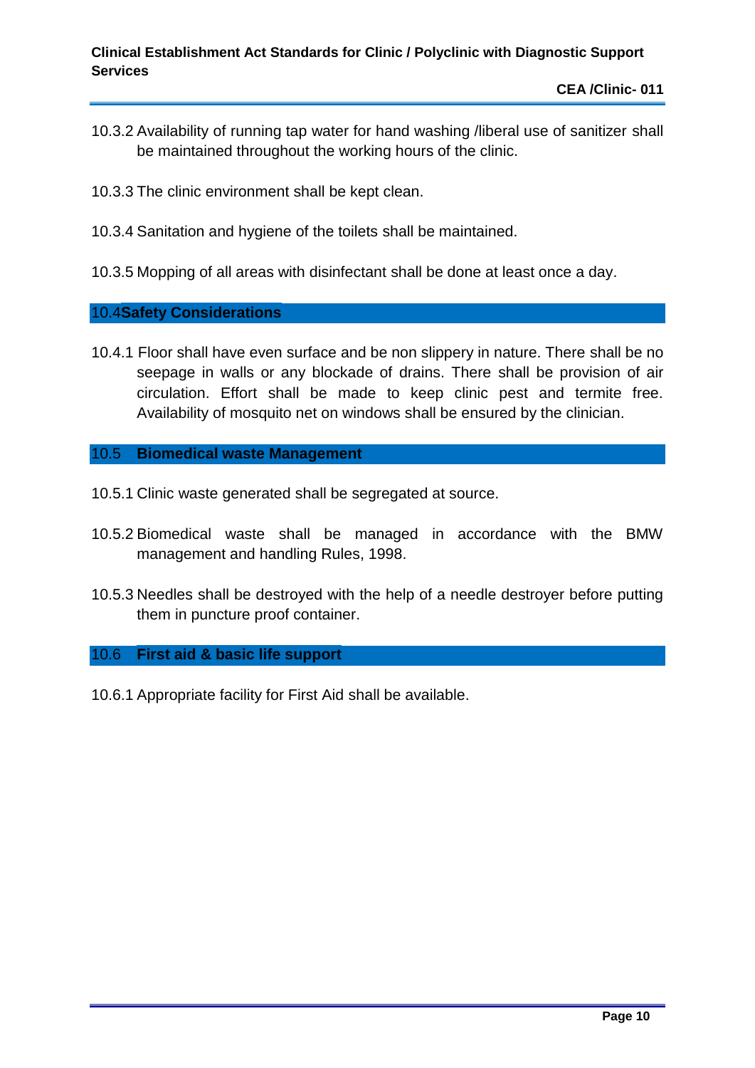10.3.2 Availability of running tap water for hand washing /liberal use of sanitizer shall be maintained throughout the working hours of the clinic.

10.3.3 The clinic environment shall be kept clean.

10.3.4 Sanitation and hygiene of the toilets shall be maintained.

10.3.5 Mopping of all areas with disinfectant shall be done at least once a day.

## 10.4 Safety Considerations

10.4.1 Floor shall have even surface and be non slippery in nature. There shall be no seepage in walls or any blockade of drains. There shall be provision of air circulation. Effort shall be made to keep clinic pest and termite free. Availability of mosquito net on windows shall be ensured by the clinician.

## 10.5 Biomedical waste Management

10.5.1 Clinic waste generated shall be segregated at source.

10.5.2 Biomedical waste shall be managed in accordance with the BMW management and handling Rules, 1998.

10.5.3 Needles shall be destroyed with the help of a needle destroyer before putting them in puncture proof container.

## 10.6 First aid & basic life support

10.6.1 Appropriate facility for First Aid shall be available.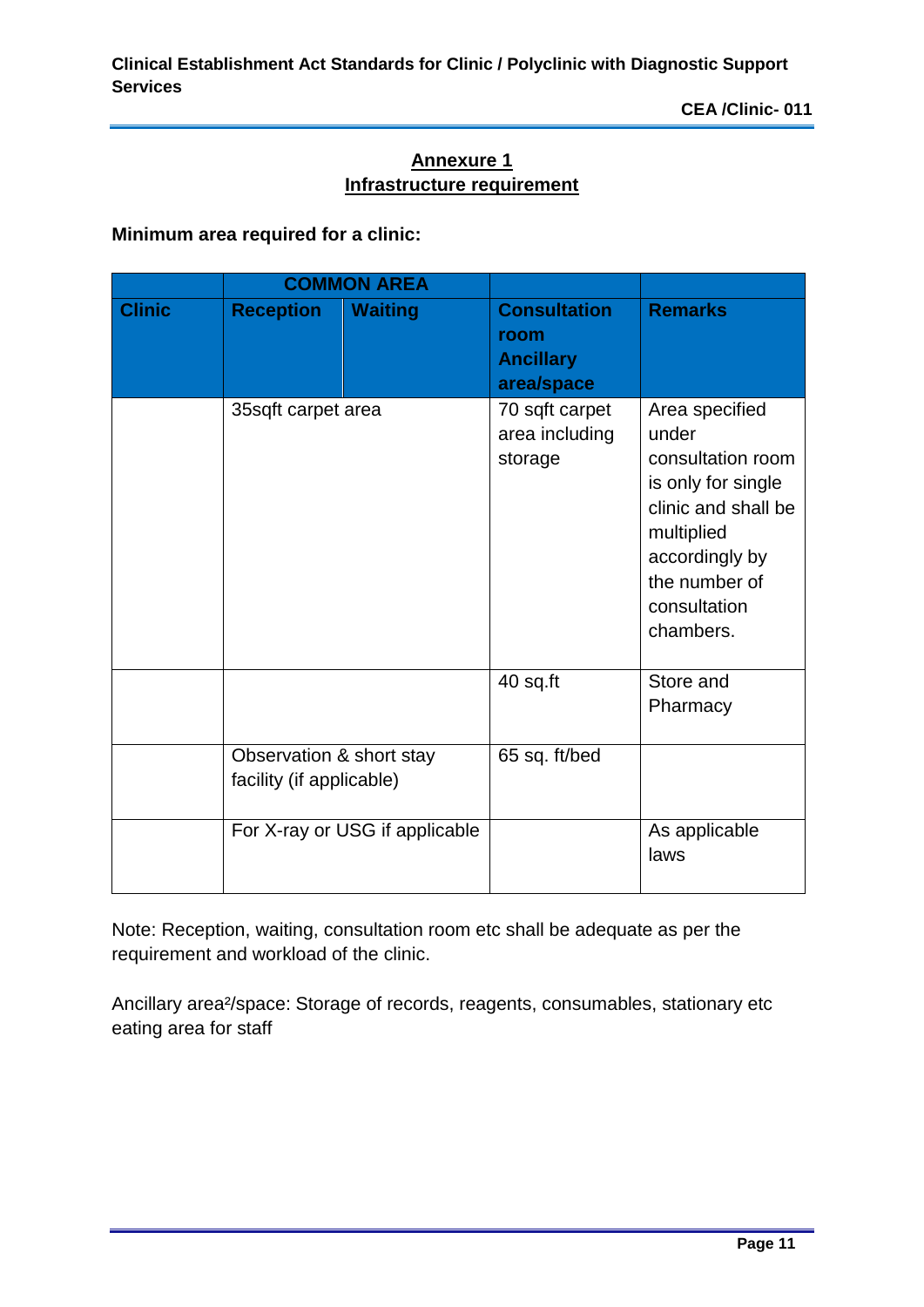## Annexure 1
## Infrastructure requirement

**Minimum area required for a clinic:**

| | COMMON AREA | | | |
|---|---|---|---|---|
| **Clinic** | **Reception** | **Waiting** | **Consultation room Ancillary area/space** | **Remarks** |
| | 35sqft carpet area | | 70 sqft carpet area including storage | Area specified under consultation room is only for single clinic and shall be multiplied accordingly by the number of consultation chambers. |
| | | | 40 sq.ft | Store and Pharmacy |
| | Observation & short stay facility (if applicable) | | 65 sq. ft/bed | |
| | For X-ray or USG if applicable | | | As applicable laws |

Note: Reception, waiting, consultation room etc shall be adequate as per the requirement and workload of the clinic.

Ancillary area²/space: Storage of records, reagents, consumables, stationary etc eating area for staff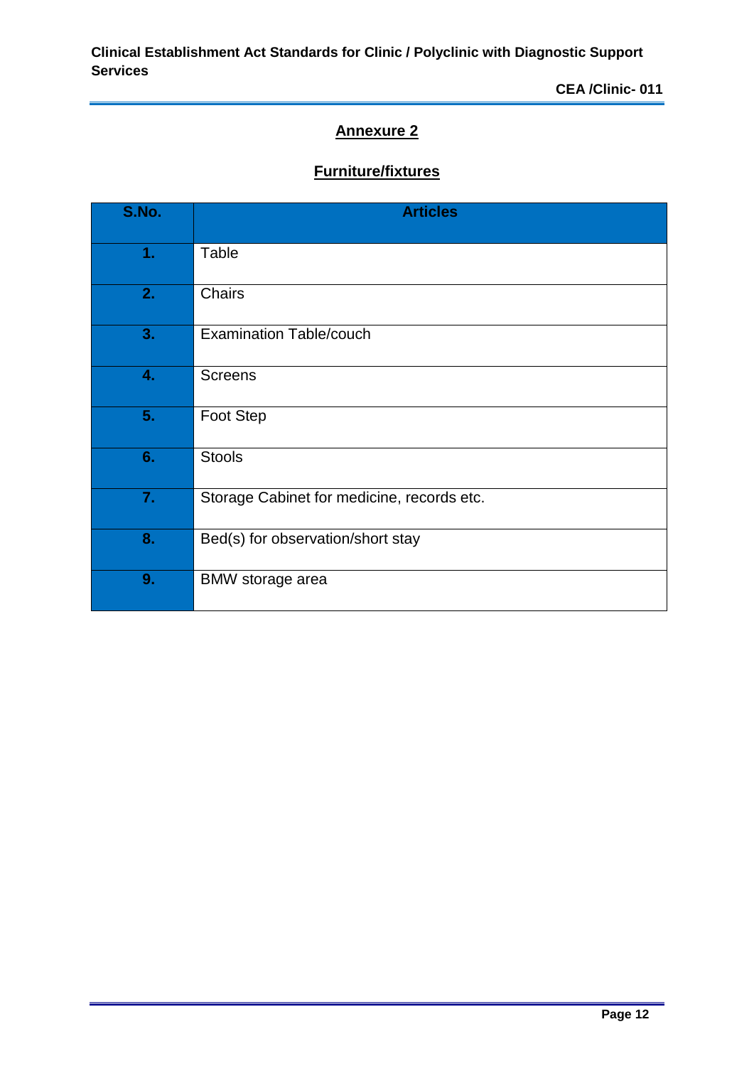## Annexure 2

### Furniture/fixtures

| S.No. | Articles |
|---|---|
| 1. | Table |
| 2. | Chairs |
| 3. | Examination Table/couch |
| 4. | Screens |
| 5. | Foot Step |
| 6. | Stools |
| 7. | Storage Cabinet for medicine, records etc. |
| 8. | Bed(s) for observation/short stay |
| 9. | BMW storage area |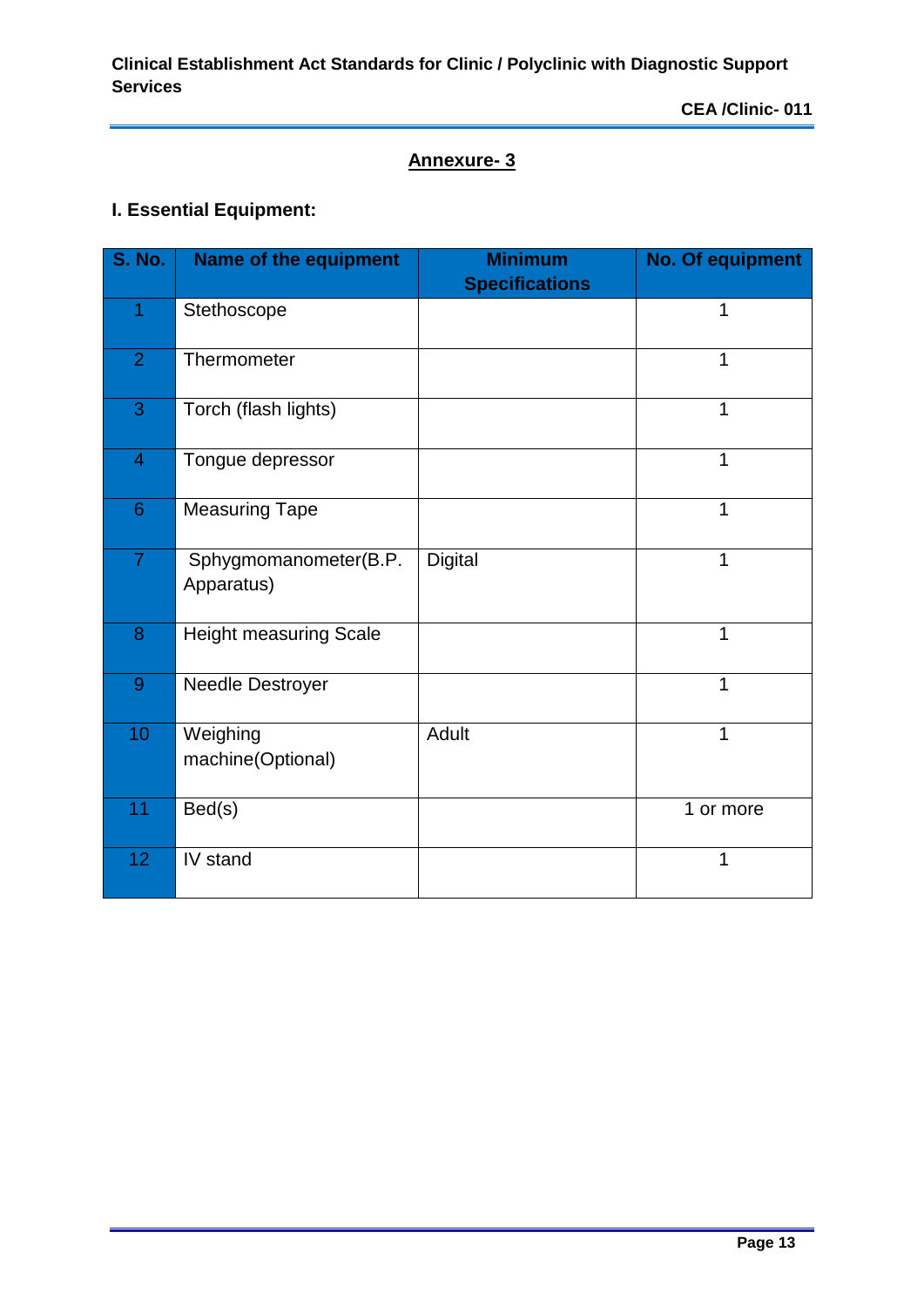## Annexure- 3

### I. Essential Equipment:

| S. No. | Name of the equipment | Minimum Specifications | No. Of equipment |
|---|---|---|---|
| 1 | Stethoscope | | 1 |
| 2 | Thermometer | | 1 |
| 3 | Torch (flash lights) | | 1 |
| 4 | Tongue depressor | | 1 |
| 6 | Measuring Tape | | 1 |
| 7 | Sphygmomanometer(B.P. Apparatus) | Digital | 1 |
| 8 | Height measuring Scale | | 1 |
| 9 | Needle Destroyer | | 1 |
| 10 | Weighing machine(Optional) | Adult | 1 |
| 11 | Bed(s) | | 1 or more |
| 12 | IV stand | | 1 |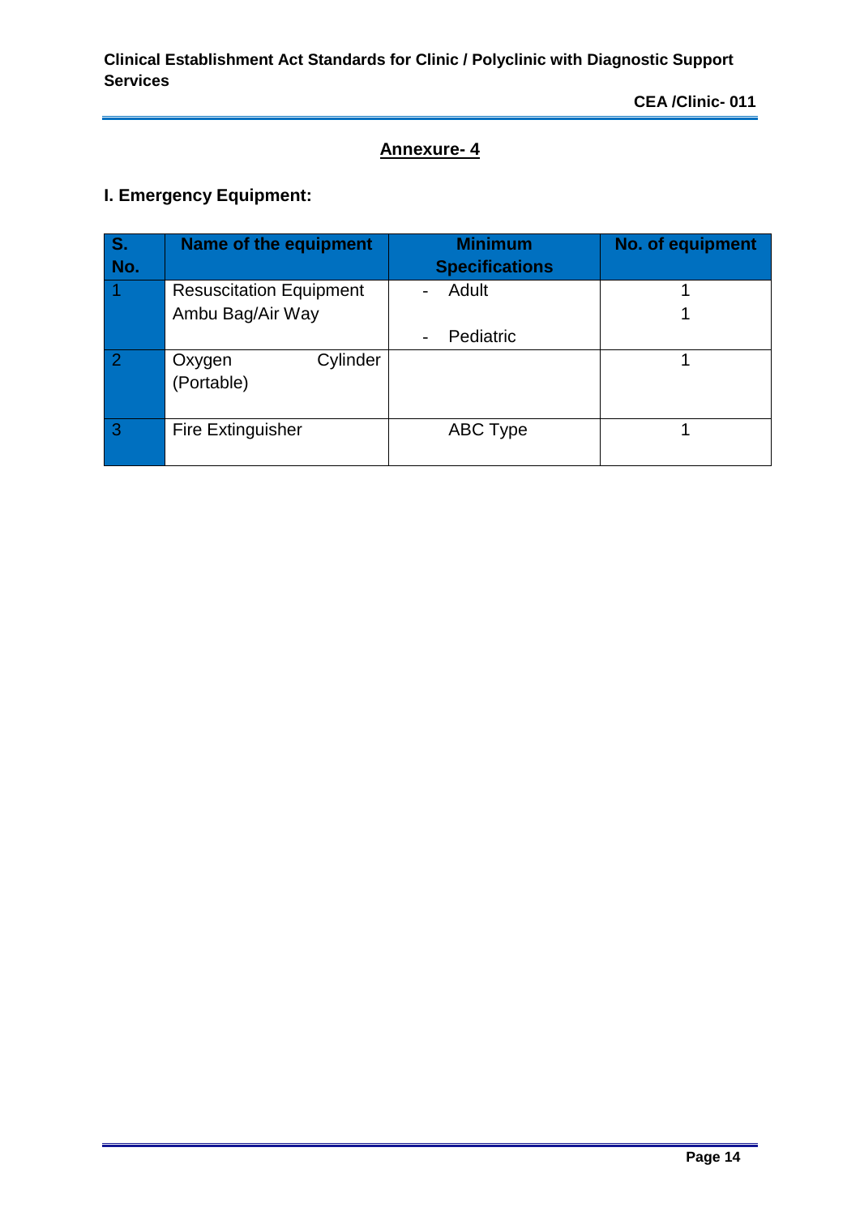## Annexure- 4

### I. Emergency Equipment:

| S. No. | Name of the equipment | Minimum Specifications | No. of equipment |
|---|---|---|---|
| 1 | Resuscitation Equipment Ambu Bag/Air Way | - Adult<br>- Pediatric | 1<br>1 |
| 2 | Oxygen Cylinder (Portable) | | 1 |
| 3 | Fire Extinguisher | ABC Type | 1 |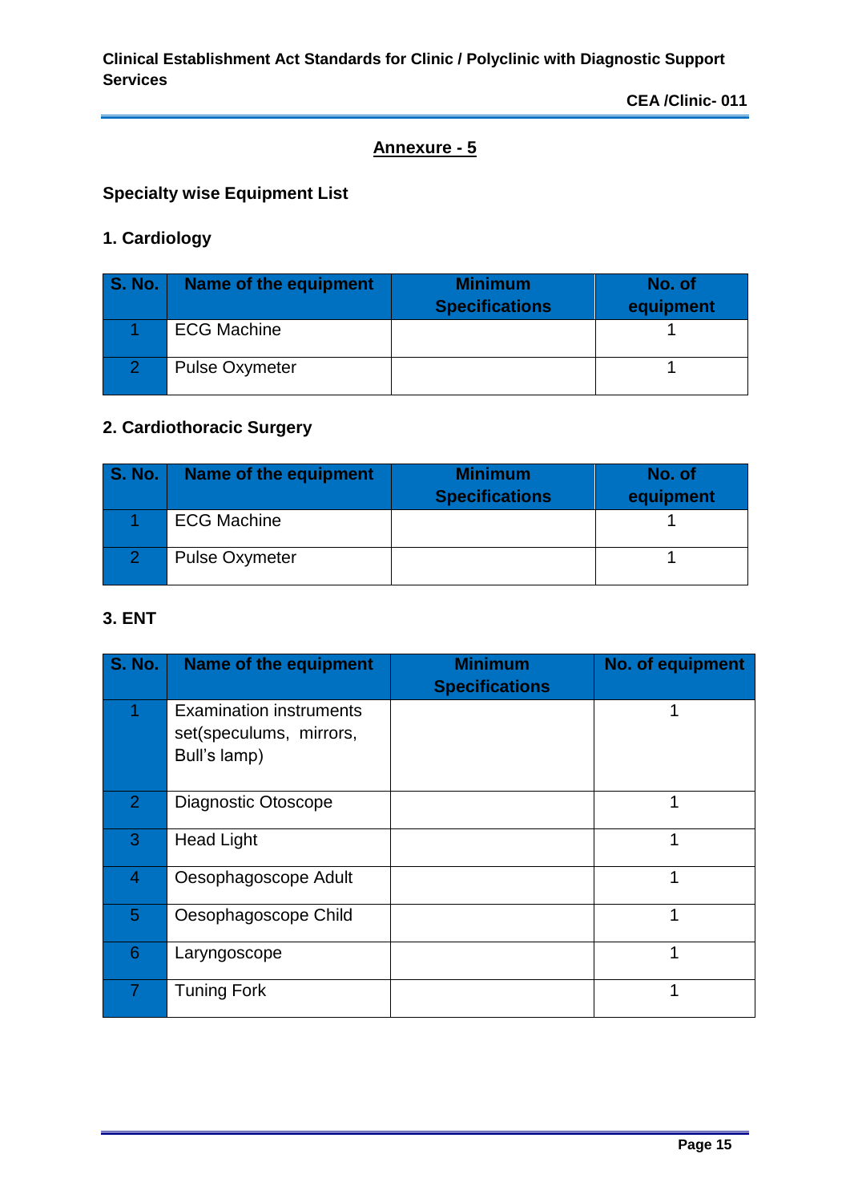## Annexure - 5

### Specialty wise Equipment List

### 1. Cardiology

| S. No. | Name of the equipment | Minimum Specifications | No. of equipment |
|---|---|---|---|
| 1 | ECG Machine | | 1 |
| 2 | Pulse Oxymeter | | 1 |

### 2. Cardiothoracic Surgery

| S. No. | Name of the equipment | Minimum Specifications | No. of equipment |
|---|---|---|---|
| 1 | ECG Machine | | 1 |
| 2 | Pulse Oxymeter | | 1 |

### 3. ENT

| S. No. | Name of the equipment | Minimum Specifications | No. of equipment |
|---|---|---|---|
| 1 | Examination instruments set(speculums, mirrors, Bull's lamp) | | 1 |
| 2 | Diagnostic Otoscope | | 1 |
| 3 | Head Light | | 1 |
| 4 | Oesophagoscope Adult | | 1 |
| 5 | Oesophagoscope Child | | 1 |
| 6 | Laryngoscope | | 1 |
| 7 | Tuning Fork | | 1 |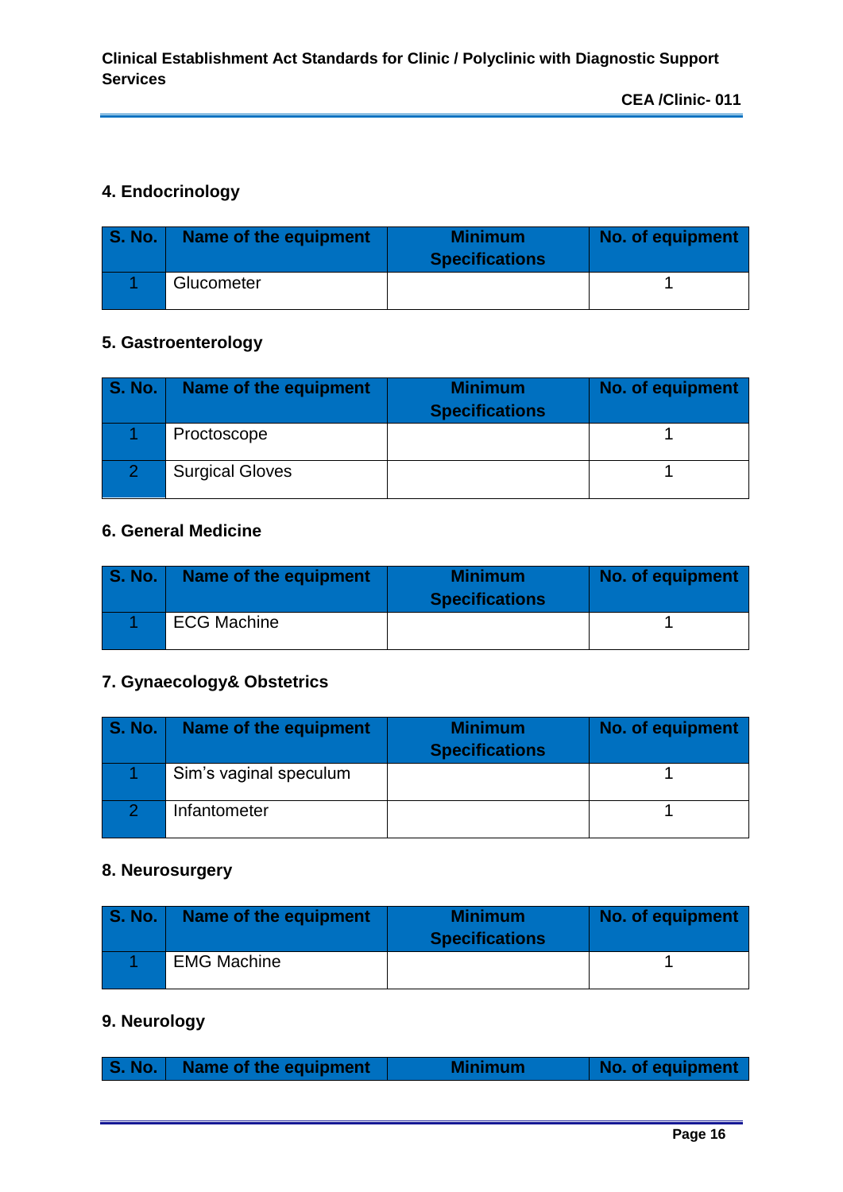### 4. Endocrinology

| S. No. | Name of the equipment | Minimum Specifications | No. of equipment |
|---|---|---|---|
| 1 | Glucometer | | 1 |

### 5. Gastroenterology

| S. No. | Name of the equipment | Minimum Specifications | No. of equipment |
|---|---|---|---|
| 1 | Proctoscope | | 1 |
| 2 | Surgical Gloves | | 1 |

### 6. General Medicine

| S. No. | Name of the equipment | Minimum Specifications | No. of equipment |
|---|---|---|---|
| 1 | ECG Machine | | 1 |

### 7. Gynaecology& Obstetrics

| S. No. | Name of the equipment | Minimum Specifications | No. of equipment |
|---|---|---|---|
| 1 | Sim's vaginal speculum | | 1 |
| 2 | Infantometer | | 1 |

### 8. Neurosurgery

| S. No. | Name of the equipment | Minimum Specifications | No. of equipment |
|---|---|---|---|
| 1 | EMG Machine | | 1 |

### 9. Neurology

| S. No. | Name of the equipment | Minimum | No. of equipment |
|---|---|---|---|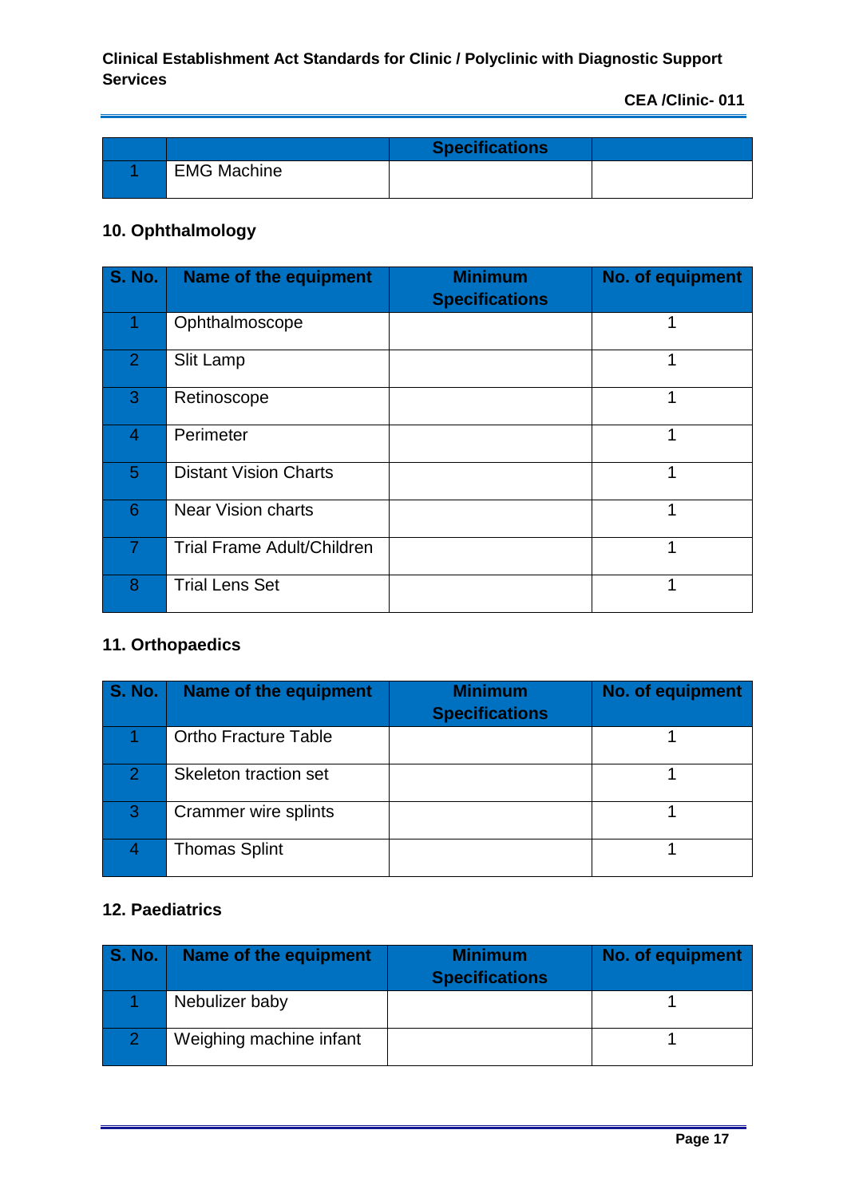| | | Specifications | |
|---|---|---|---|
| 1 | EMG Machine | | |

## 10. Ophthalmology

| S. No. | Name of the equipment | Minimum Specifications | No. of equipment |
|---|---|---|---|
| 1 | Ophthalmoscope | | 1 |
| 2 | Slit Lamp | | 1 |
| 3 | Retinoscope | | 1 |
| 4 | Perimeter | | 1 |
| 5 | Distant Vision Charts | | 1 |
| 6 | Near Vision charts | | 1 |
| 7 | Trial Frame Adult/Children | | 1 |
| 8 | Trial Lens Set | | 1 |

## 11. Orthopaedics

| S. No. | Name of the equipment | Minimum Specifications | No. of equipment |
|---|---|---|---|
| 1 | Ortho Fracture Table | | 1 |
| 2 | Skeleton traction set | | 1 |
| 3 | Crammer wire splints | | 1 |
| 4 | Thomas Splint | | 1 |

## 12. Paediatrics

| S. No. | Name of the equipment | Minimum Specifications | No. of equipment |
|---|---|---|---|
| 1 | Nebulizer baby | | 1 |
| 2 | Weighing machine infant | | 1 |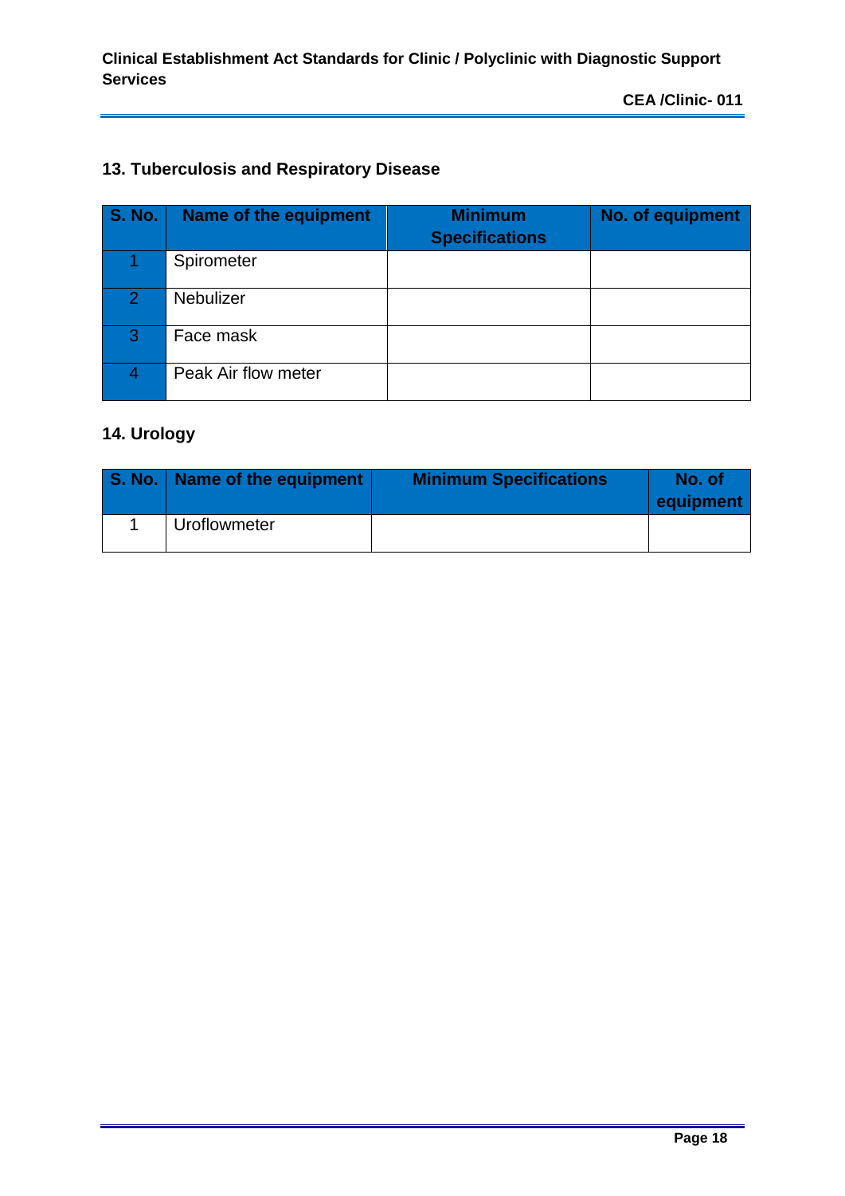## 13. Tuberculosis and Respiratory Disease

| S. No. | Name of the equipment | Minimum Specifications | No. of equipment |
|---|---|---|---|
| 1 | Spirometer | | |
| 2 | Nebulizer | | |
| 3 | Face mask | | |
| 4 | Peak Air flow meter | | |

## 14. Urology

| S. No. | Name of the equipment | Minimum Specifications | No. of equipment |
|---|---|---|---|
| 1 | Uroflowmeter | | |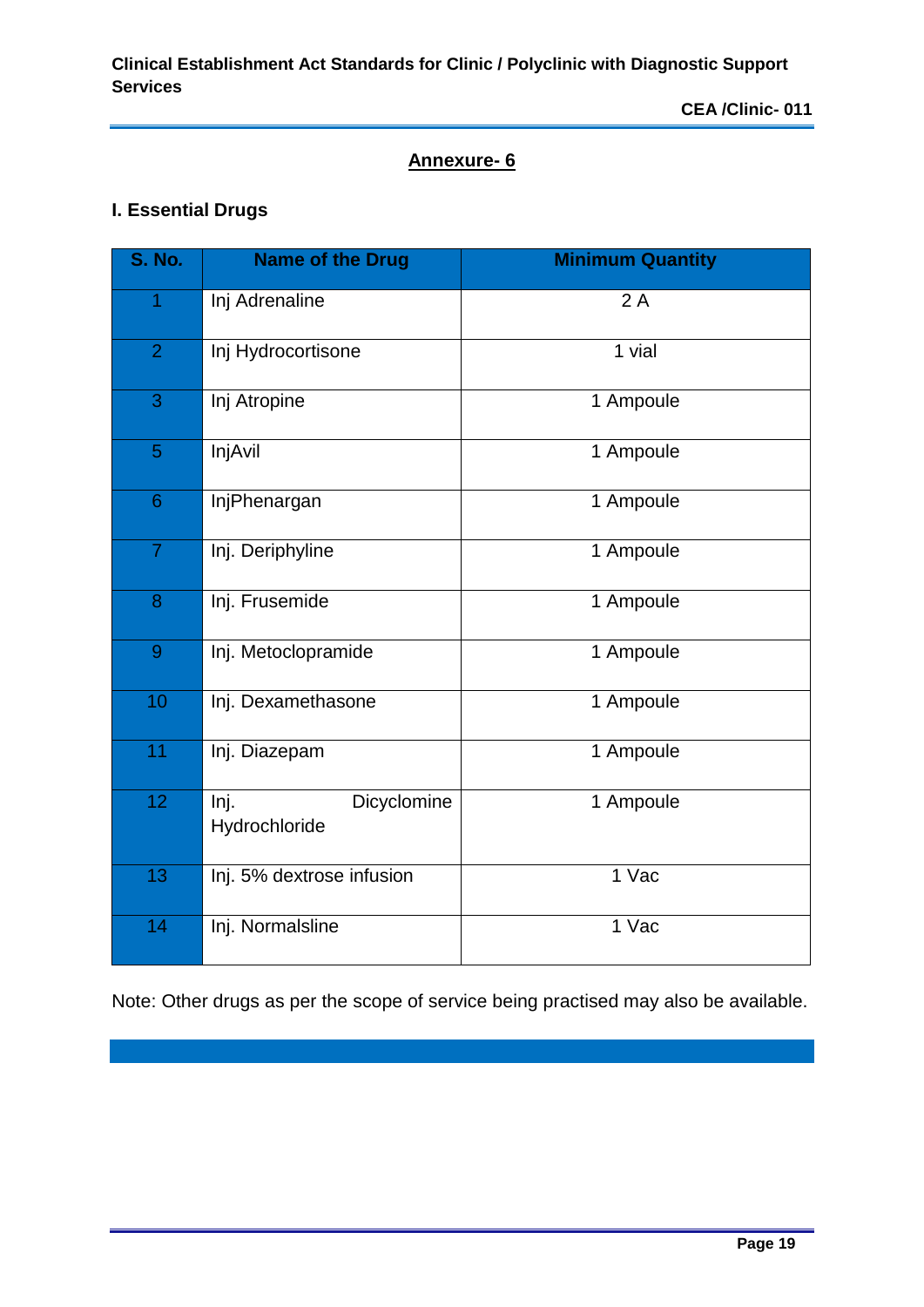## Annexure- 6

### I. Essential Drugs

| S. No. | Name of the Drug | Minimum Quantity |
|---|---|---|
| 1 | Inj Adrenaline | 2 A |
| 2 | Inj Hydrocortisone | 1 vial |
| 3 | Inj Atropine | 1 Ampoule |
| 5 | InjAvil | 1 Ampoule |
| 6 | InjPhenargan | 1 Ampoule |
| 7 | Inj. Deriphyline | 1 Ampoule |
| 8 | Inj. Frusemide | 1 Ampoule |
| 9 | Inj. Metoclopramide | 1 Ampoule |
| 10 | Inj. Dexamethasone | 1 Ampoule |
| 11 | Inj. Diazepam | 1 Ampoule |
| 12 | Inj. Dicyclomine Hydrochloride | 1 Ampoule |
| 13 | Inj. 5% dextrose infusion | 1 Vac |
| 14 | Inj. Normalsline | 1 Vac |

Note: Other drugs as per the scope of service being practised may also be available.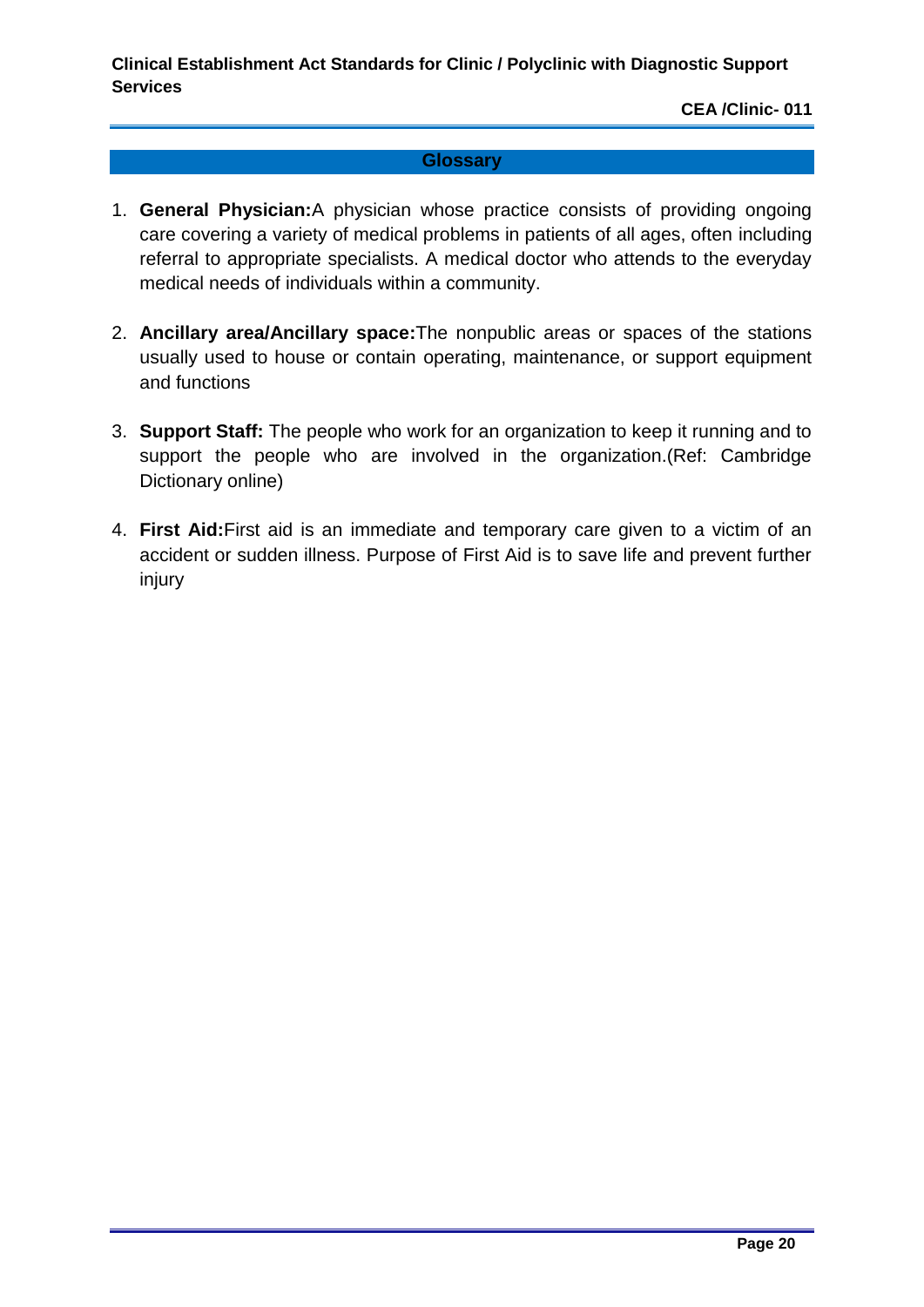## Glossary

1. **General Physician:**A physician whose practice consists of providing ongoing care covering a variety of medical problems in patients of all ages, often including referral to appropriate specialists. A medical doctor who attends to the everyday medical needs of individuals within a community.

2. **Ancillary area/Ancillary space:**The nonpublic areas or spaces of the stations usually used to house or contain operating, maintenance, or support equipment and functions

3. **Support Staff:** The people who work for an organization to keep it running and to support the people who are involved in the organization.(Ref: Cambridge Dictionary online)

4. **First Aid:**First aid is an immediate and temporary care given to a victim of an accident or sudden illness. Purpose of First Aid is to save life and prevent further injury